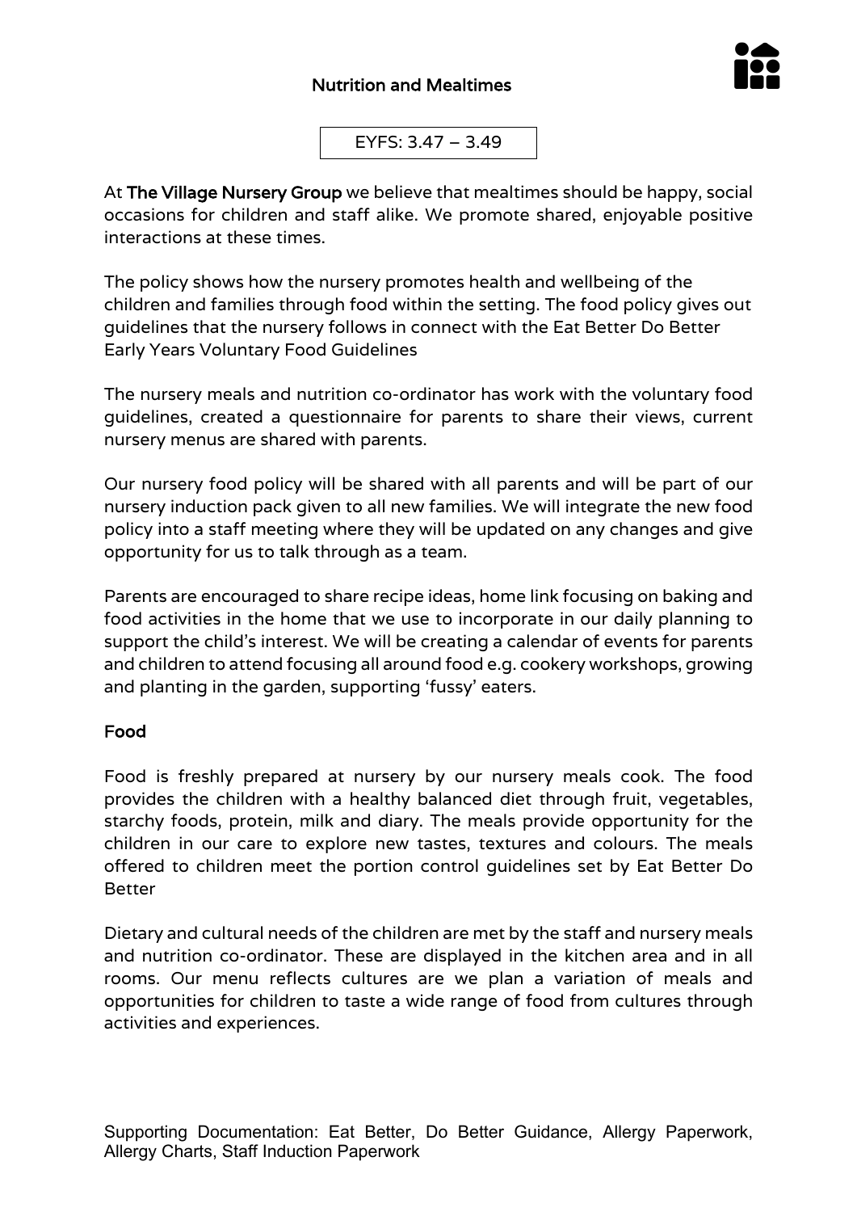# Nutrition and Mealtimes

EYFS: 3.47 – 3.49

At **The Village Nursery Group** we believe that mealtimes should be happy, social occasions for children and staff alike. We promote shared, enjoyable positive interactions at these times.

The policy shows how the nursery promotes health and wellbeing of the children and families through food within the setting. The food policy gives out guidelines that the nursery follows in connect with the Eat Better Do Better Early Years Voluntary Food Guidelines

The nursery meals and nutrition co-ordinator has work with the voluntary food guidelines, created a questionnaire for parents to share their views, current nursery menus are shared with parents.

Our nursery food policy will be shared with all parents and will be part of our nursery induction pack given to all new families. We will integrate the new food policy into a staff meeting where they will be updated on any changes and give opportunity for us to talk through as a team.

Parents are encouraged to share recipe ideas, home link focusing on baking and food activities in the home that we use to incorporate in our daily planning to support the child's interest. We will be creating a calendar of events for parents and children to attend focusing all around food e.g. cookery workshops, growing and planting in the garden, supporting 'fussy' eaters.

## Food

Food is freshly prepared at nursery by our nursery meals cook. The food provides the children with a healthy balanced diet through fruit, vegetables, starchy foods, protein, milk and diary. The meals provide opportunity for the children in our care to explore new tastes, textures and colours. The meals offered to children meet the portion control guidelines set by Eat Better Do Better

Dietary and cultural needs of the children are met by the staff and nursery meals and nutrition co-ordinator. These are displayed in the kitchen area and in all rooms. Our menu reflects cultures are we plan a variation of meals and opportunities for children to taste a wide range of food from cultures through activities and experiences.

Supporting Documentation: Eat Better, Do Better Guidance, Allergy Paperwork, Allergy Charts, Staff Induction Paperwork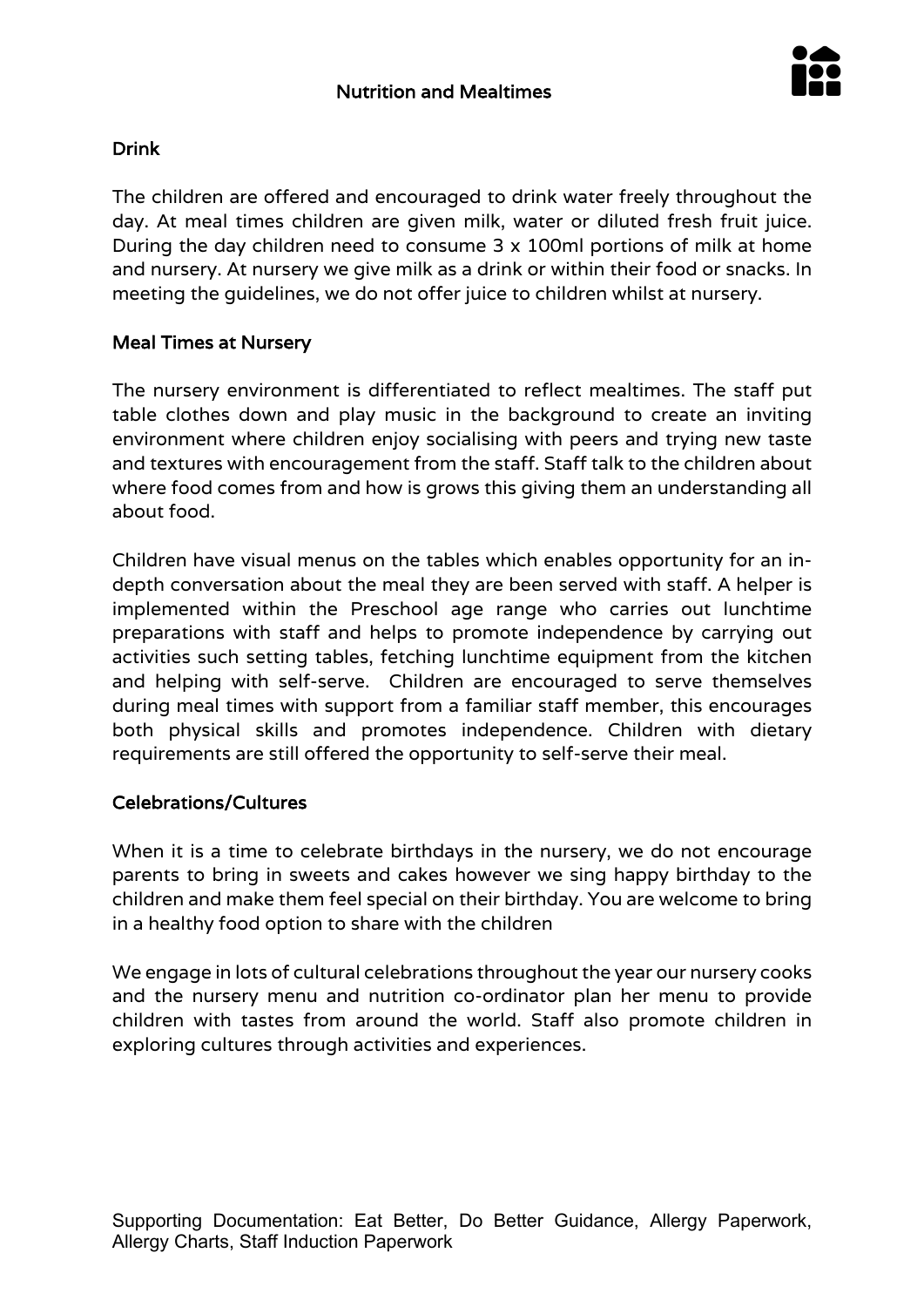## Nutrition and Mealtimes

### Drink

The children are offered and encouraged to drink water freely throughout the day. At meal times children are given milk, water or diluted fresh fruit juice. During the day children need to consume 3 x 100ml portions of milk at home and nursery. At nursery we give milk as a drink or within their food or snacks. In meeting the guidelines, we do not offer juice to children whilst at nursery.

### Meal Times at Nursery

The nursery environment is differentiated to reflect mealtimes. The staff put table clothes down and play music in the background to create an inviting environment where children enjoy socialising with peers and trying new taste and textures with encouragement from the staff. Staff talk to the children about where food comes from and how is grows this giving them an understanding all about food.

Children have visual menus on the tables which enables opportunity for an in-depth conversation about the meal they are been served with staff. A helper is implemented within the Preschool age range who carries out lunchtime preparations with staff and helps to promote independence by carrying out activities such setting tables, fetching lunchtime equipment from the kitchen and helping with self-serve. Children are encouraged to serve themselves during meal times with support from a familiar staff member, this encourages both physical skills and promotes independence. Children with dietary requirements are still offered the opportunity to self-serve their meal.

### Celebrations/Cultures

When it is a time to celebrate birthdays in the nursery, we do not encourage parents to bring in sweets and cakes however we sing happy birthday to the children and make them feel special on their birthday. You are welcome to bring in a healthy food option to share with the children

We engage in lots of cultural celebrations throughout the year our nursery cooks and the nursery menu and nutrition co-ordinator plan her menu to provide children with tastes from around the world. Staff also promote children in exploring cultures through activities and experiences.

Supporting Documentation: Eat Better, Do Better Guidance, Allergy Paperwork, Allergy Charts, Staff Induction Paperwork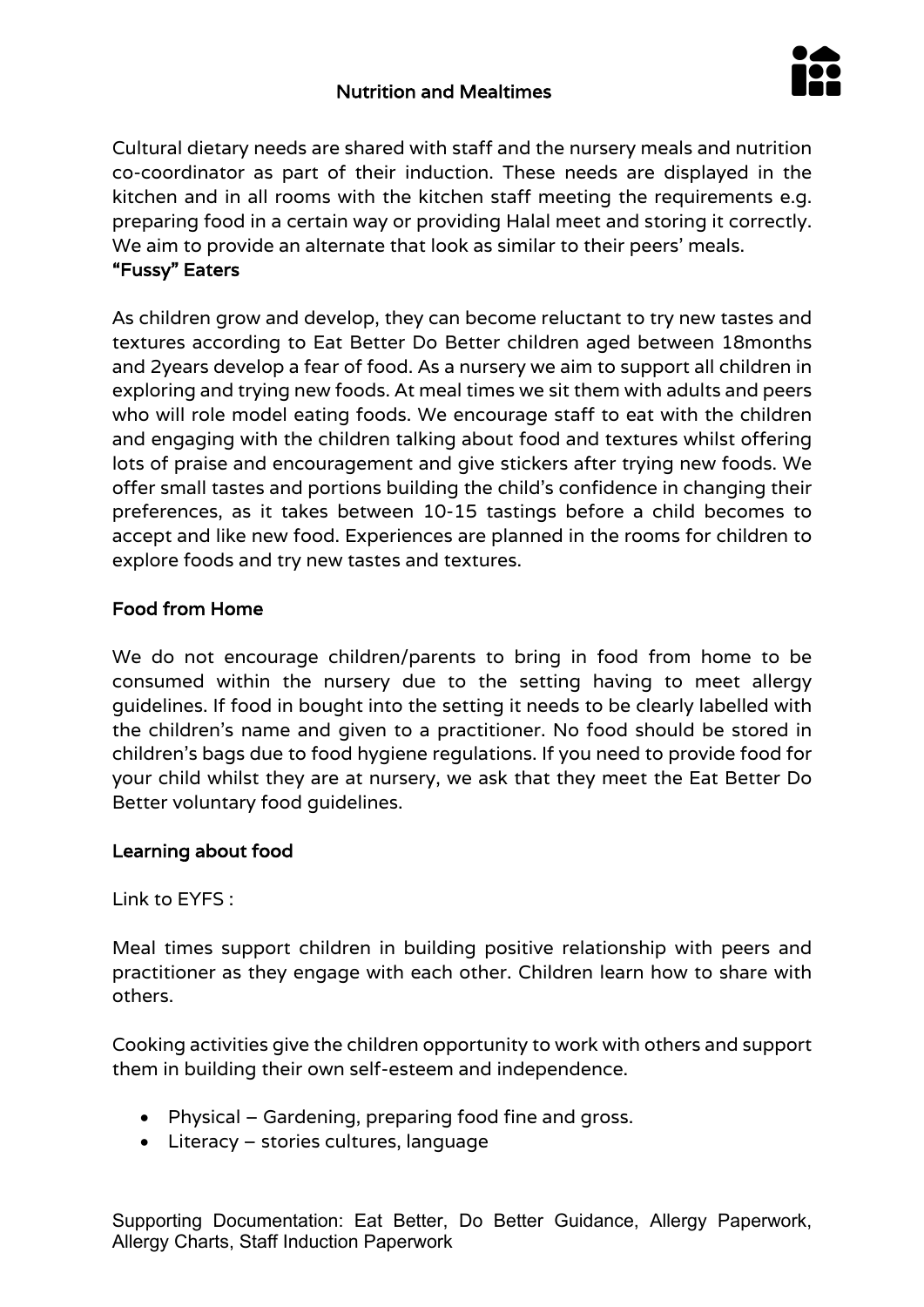Cultural dietary needs are shared with staff and the nursery meals and nutrition co-coordinator as part of their induction. These needs are displayed in the kitchen and in all rooms with the kitchen staff meeting the requirements e.g. preparing food in a certain way or providing Halal meet and storing it correctly. We aim to provide an alternate that look as similar to their peers' meals.

**"Fussy" Eaters**

As children grow and develop, they can become reluctant to try new tastes and textures according to Eat Better Do Better children aged between 18months and 2years develop a fear of food. As a nursery we aim to support all children in exploring and trying new foods. At meal times we sit them with adults and peers who will role model eating foods. We encourage staff to eat with the children and engaging with the children talking about food and textures whilst offering lots of praise and encouragement and give stickers after trying new foods. We offer small tastes and portions building the child's confidence in changing their preferences, as it takes between 10-15 tastings before a child becomes to accept and like new food. Experiences are planned in the rooms for children to explore foods and try new tastes and textures.

**Food from Home**

We do not encourage children/parents to bring in food from home to be consumed within the nursery due to the setting having to meet allergy guidelines. If food in bought into the setting it needs to be clearly labelled with the children's name and given to a practitioner. No food should be stored in children's bags due to food hygiene regulations. If you need to provide food for your child whilst they are at nursery, we ask that they meet the Eat Better Do Better voluntary food guidelines.

**Learning about food**

Link to EYFS :

Meal times support children in building positive relationship with peers and practitioner as they engage with each other. Children learn how to share with others.

Cooking activities give the children opportunity to work with others and support them in building their own self-esteem and independence.

- Physical – Gardening, preparing food fine and gross.
- Literacy – stories cultures, language

Supporting Documentation: Eat Better, Do Better Guidance, Allergy Paperwork, Allergy Charts, Staff Induction Paperwork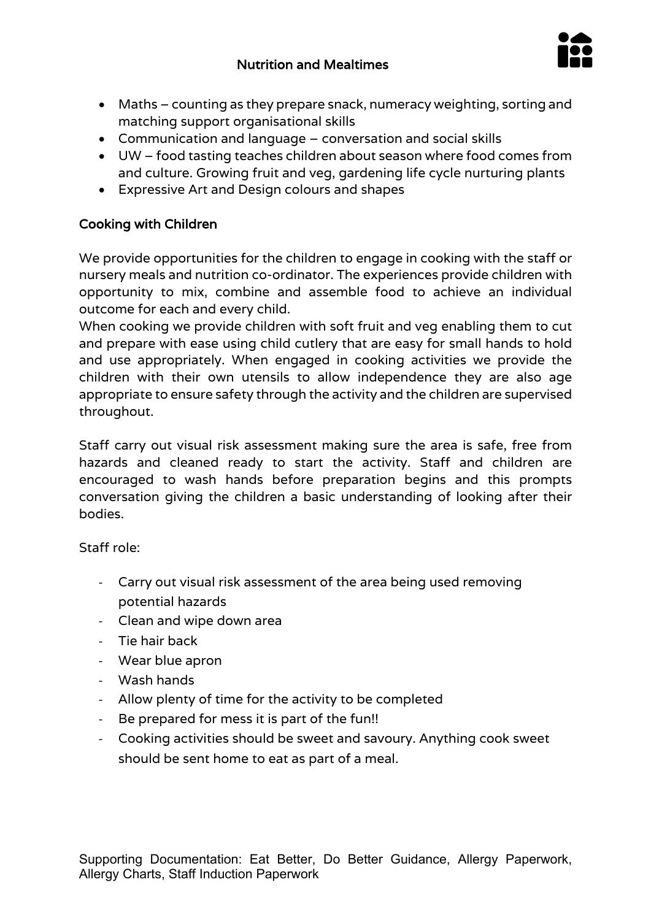- Maths – counting as they prepare snack, numeracy weighting, sorting and matching support organisational skills
- Communication and language – conversation and social skills
- UW – food tasting teaches children about season where food comes from and culture. Growing fruit and veg, gardening life cycle nurturing plants
- Expressive Art and Design colours and shapes

## Cooking with Children

We provide opportunities for the children to engage in cooking with the staff or nursery meals and nutrition co-ordinator. The experiences provide children with opportunity to mix, combine and assemble food to achieve an individual outcome for each and every child.
When cooking we provide children with soft fruit and veg enabling them to cut and prepare with ease using child cutlery that are easy for small hands to hold and use appropriately. When engaged in cooking activities we provide the children with their own utensils to allow independence they are also age appropriate to ensure safety through the activity and the children are supervised throughout.

Staff carry out visual risk assessment making sure the area is safe, free from hazards and cleaned ready to start the activity. Staff and children are encouraged to wash hands before preparation begins and this prompts conversation giving the children a basic understanding of looking after their bodies.

Staff role:

- Carry out visual risk assessment of the area being used removing potential hazards
- Clean and wipe down area
- Tie hair back
- Wear blue apron
- Wash hands
- Allow plenty of time for the activity to be completed
- Be prepared for mess it is part of the fun!!
- Cooking activities should be sweet and savoury. Anything cook sweet should be sent home to eat as part of a meal.

Supporting Documentation: Eat Better, Do Better Guidance, Allergy Paperwork, Allergy Charts, Staff Induction Paperwork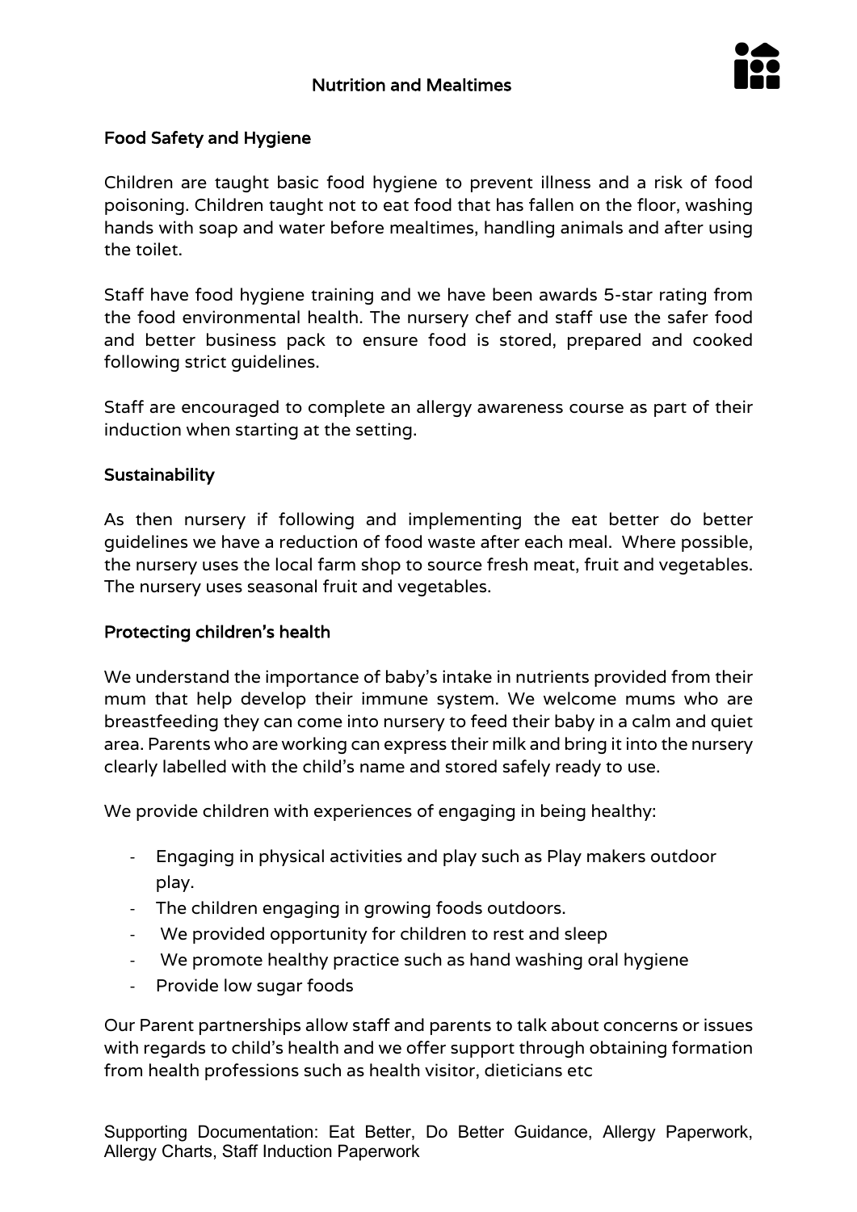## Nutrition and Mealtimes

### Food Safety and Hygiene

Children are taught basic food hygiene to prevent illness and a risk of food poisoning. Children taught not to eat food that has fallen on the floor, washing hands with soap and water before mealtimes, handling animals and after using the toilet.

Staff have food hygiene training and we have been awards 5-star rating from the food environmental health. The nursery chef and staff use the safer food and better business pack to ensure food is stored, prepared and cooked following strict guidelines.

Staff are encouraged to complete an allergy awareness course as part of their induction when starting at the setting.

### Sustainability

As then nursery if following and implementing the eat better do better guidelines we have a reduction of food waste after each meal. Where possible, the nursery uses the local farm shop to source fresh meat, fruit and vegetables. The nursery uses seasonal fruit and vegetables.

### Protecting children's health

We understand the importance of baby's intake in nutrients provided from their mum that help develop their immune system. We welcome mums who are breastfeeding they can come into nursery to feed their baby in a calm and quiet area. Parents who are working can express their milk and bring it into the nursery clearly labelled with the child's name and stored safely ready to use.

We provide children with experiences of engaging in being healthy:

- Engaging in physical activities and play such as Play makers outdoor play.
- The children engaging in growing foods outdoors.
- We provided opportunity for children to rest and sleep
- We promote healthy practice such as hand washing oral hygiene
- Provide low sugar foods

Our Parent partnerships allow staff and parents to talk about concerns or issues with regards to child's health and we offer support through obtaining formation from health professions such as health visitor, dieticians etc

Supporting Documentation: Eat Better, Do Better Guidance, Allergy Paperwork, Allergy Charts, Staff Induction Paperwork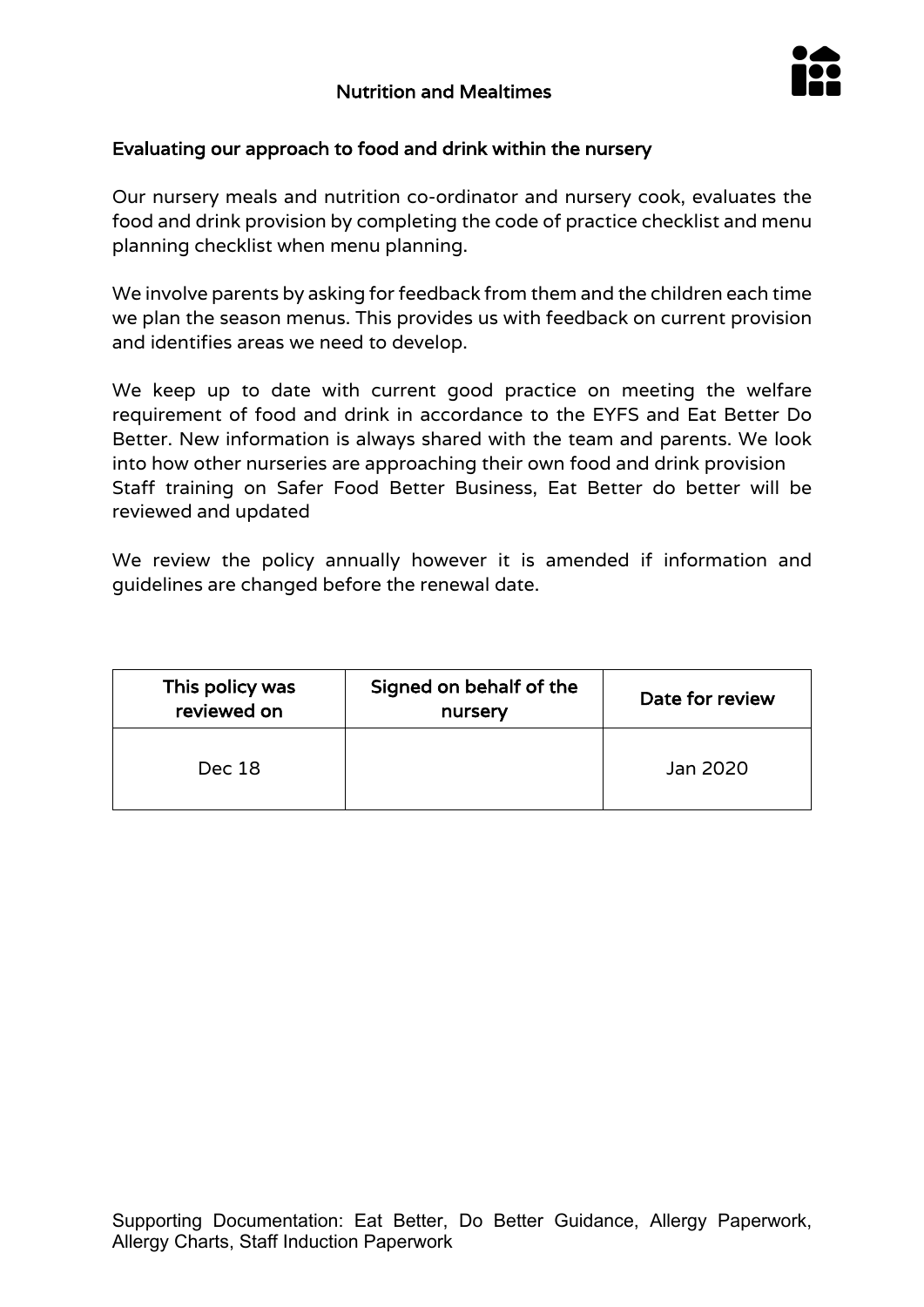## Evaluating our approach to food and drink within the nursery

Our nursery meals and nutrition co-ordinator and nursery cook, evaluates the food and drink provision by completing the code of practice checklist and menu planning checklist when menu planning.

We involve parents by asking for feedback from them and the children each time we plan the season menus. This provides us with feedback on current provision and identifies areas we need to develop.

We keep up to date with current good practice on meeting the welfare requirement of food and drink in accordance to the EYFS and Eat Better Do Better. New information is always shared with the team and parents. We look into how other nurseries are approaching their own food and drink provision
Staff training on Safer Food Better Business, Eat Better do better will be reviewed and updated

We review the policy annually however it is amended if information and guidelines are changed before the renewal date.

| This policy was reviewed on | Signed on behalf of the nursery | Date for review |
|---|---|---|
| Dec 18 | | Jan 2020 |

Supporting Documentation: Eat Better, Do Better Guidance, Allergy Paperwork, Allergy Charts, Staff Induction Paperwork